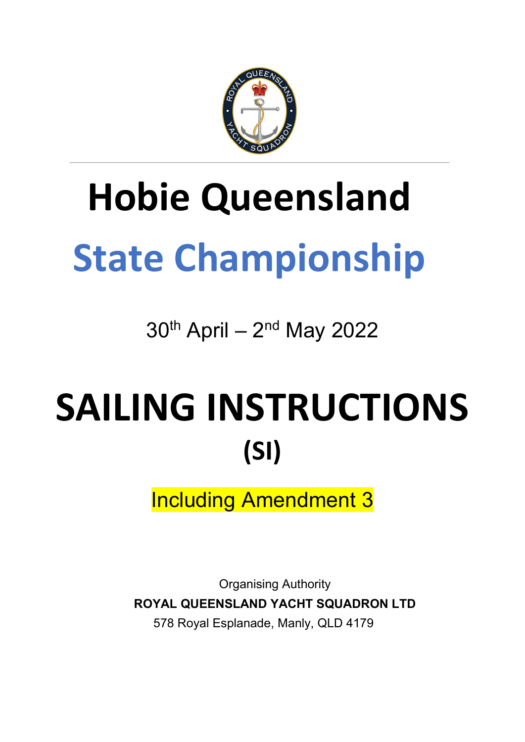# Hobie Queensland

# State Championship

30th April – 2nd May 2022

# SAILING INSTRUCTIONS

## (SI)

Including Amendment 3

Organising Authority

**ROYAL QUEENSLAND YACHT SQUADRON LTD**

578 Royal Esplanade, Manly, QLD 4179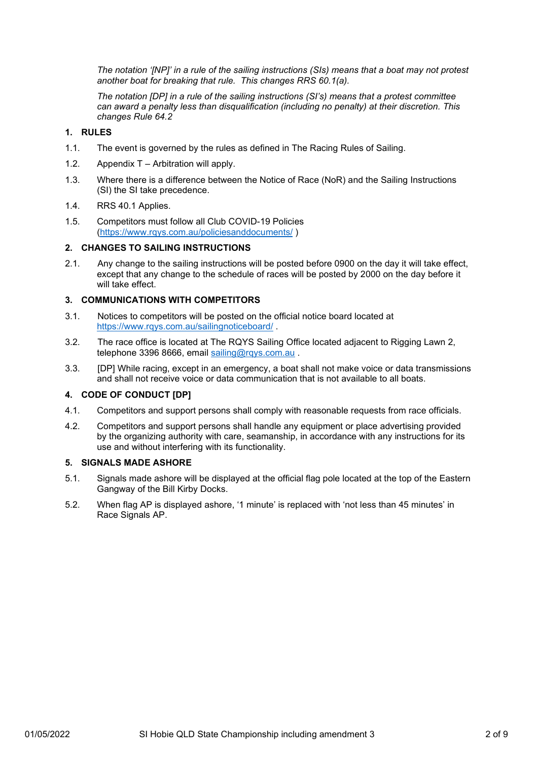*The notation '[NP]' in a rule of the sailing instructions (SIs) means that a boat may not protest another boat for breaking that rule. This changes RRS 60.1(a).*

*The notation [DP] in a rule of the sailing instructions (SI's) means that a protest committee can award a penalty less than disqualification (including no penalty) at their discretion. This changes Rule 64.2*

## 1. RULES

1.1. The event is governed by the rules as defined in The Racing Rules of Sailing.

1.2. Appendix T – Arbitration will apply.

1.3. Where there is a difference between the Notice of Race (NoR) and the Sailing Instructions (SI) the SI take precedence.

1.4. RRS 40.1 Applies.

1.5. Competitors must follow all Club COVID-19 Policies (https://www.rqys.com.au/policiesanddocuments/ )

## 2. CHANGES TO SAILING INSTRUCTIONS

2.1. Any change to the sailing instructions will be posted before 0900 on the day it will take effect, except that any change to the schedule of races will be posted by 2000 on the day before it will take effect.

## 3. COMMUNICATIONS WITH COMPETITORS

3.1. Notices to competitors will be posted on the official notice board located at https://www.rqys.com.au/sailingnoticeboard/ .

3.2. The race office is located at The RQYS Sailing Office located adjacent to Rigging Lawn 2, telephone 3396 8666, email sailing@rqys.com.au .

3.3. [DP] While racing, except in an emergency, a boat shall not make voice or data transmissions and shall not receive voice or data communication that is not available to all boats.

## 4. CODE OF CONDUCT [DP]

4.1. Competitors and support persons shall comply with reasonable requests from race officials.

4.2. Competitors and support persons shall handle any equipment or place advertising provided by the organizing authority with care, seamanship, in accordance with any instructions for its use and without interfering with its functionality.

## 5. SIGNALS MADE ASHORE

5.1. Signals made ashore will be displayed at the official flag pole located at the top of the Eastern Gangway of the Bill Kirby Docks.

5.2. When flag AP is displayed ashore, '1 minute' is replaced with 'not less than 45 minutes' in Race Signals AP.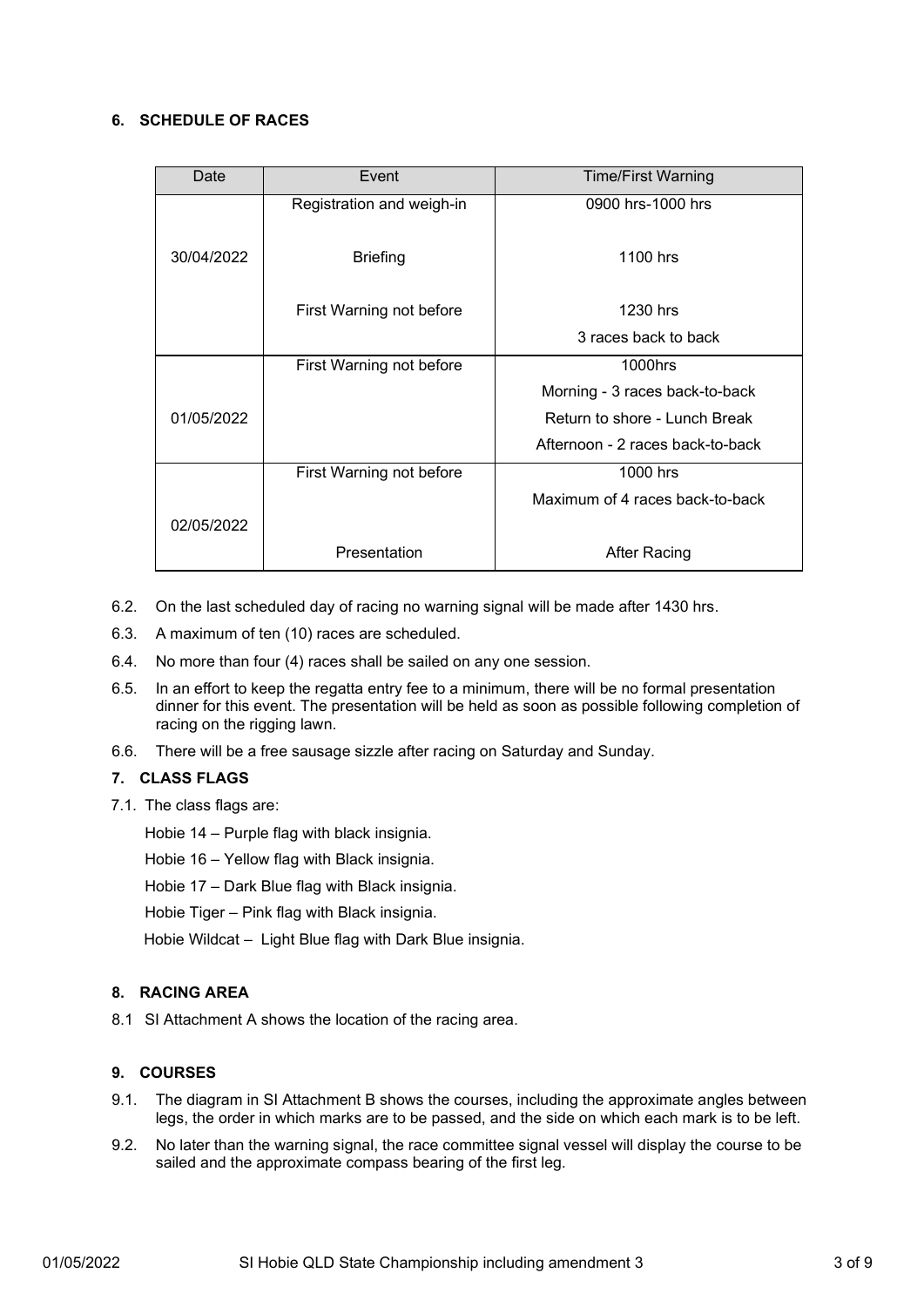## 6. SCHEDULE OF RACES

| Date | Event | Time/First Warning |
|---|---|---|
| 30/04/2022 | Registration and weigh-in | 0900 hrs-1000 hrs |
| | Briefing | 1100 hrs |
| | First Warning not before | 1230 hrs |
| | | 3 races back to back |
| 01/05/2022 | First Warning not before | 1000hrs |
| | | Morning - 3 races back-to-back |
| | | Return to shore - Lunch Break |
| | | Afternoon - 2 races back-to-back |
| 02/05/2022 | First Warning not before | 1000 hrs |
| | | Maximum of 4 races back-to-back |
| | Presentation | After Racing |

6.2. On the last scheduled day of racing no warning signal will be made after 1430 hrs.

6.3. A maximum of ten (10) races are scheduled.

6.4. No more than four (4) races shall be sailed on any one session.

6.5. In an effort to keep the regatta entry fee to a minimum, there will be no formal presentation dinner for this event. The presentation will be held as soon as possible following completion of racing on the rigging lawn.

6.6. There will be a free sausage sizzle after racing on Saturday and Sunday.

## 7. CLASS FLAGS

7.1. The class flags are:

Hobie 14 – Purple flag with black insignia.

Hobie 16 – Yellow flag with Black insignia.

Hobie 17 – Dark Blue flag with Black insignia.

Hobie Tiger – Pink flag with Black insignia.

Hobie Wildcat – Light Blue flag with Dark Blue insignia.

## 8. RACING AREA

8.1 SI Attachment A shows the location of the racing area.

## 9. COURSES

9.1. The diagram in SI Attachment B shows the courses, including the approximate angles between legs, the order in which marks are to be passed, and the side on which each mark is to be left.

9.2. No later than the warning signal, the race committee signal vessel will display the course to be sailed and the approximate compass bearing of the first leg.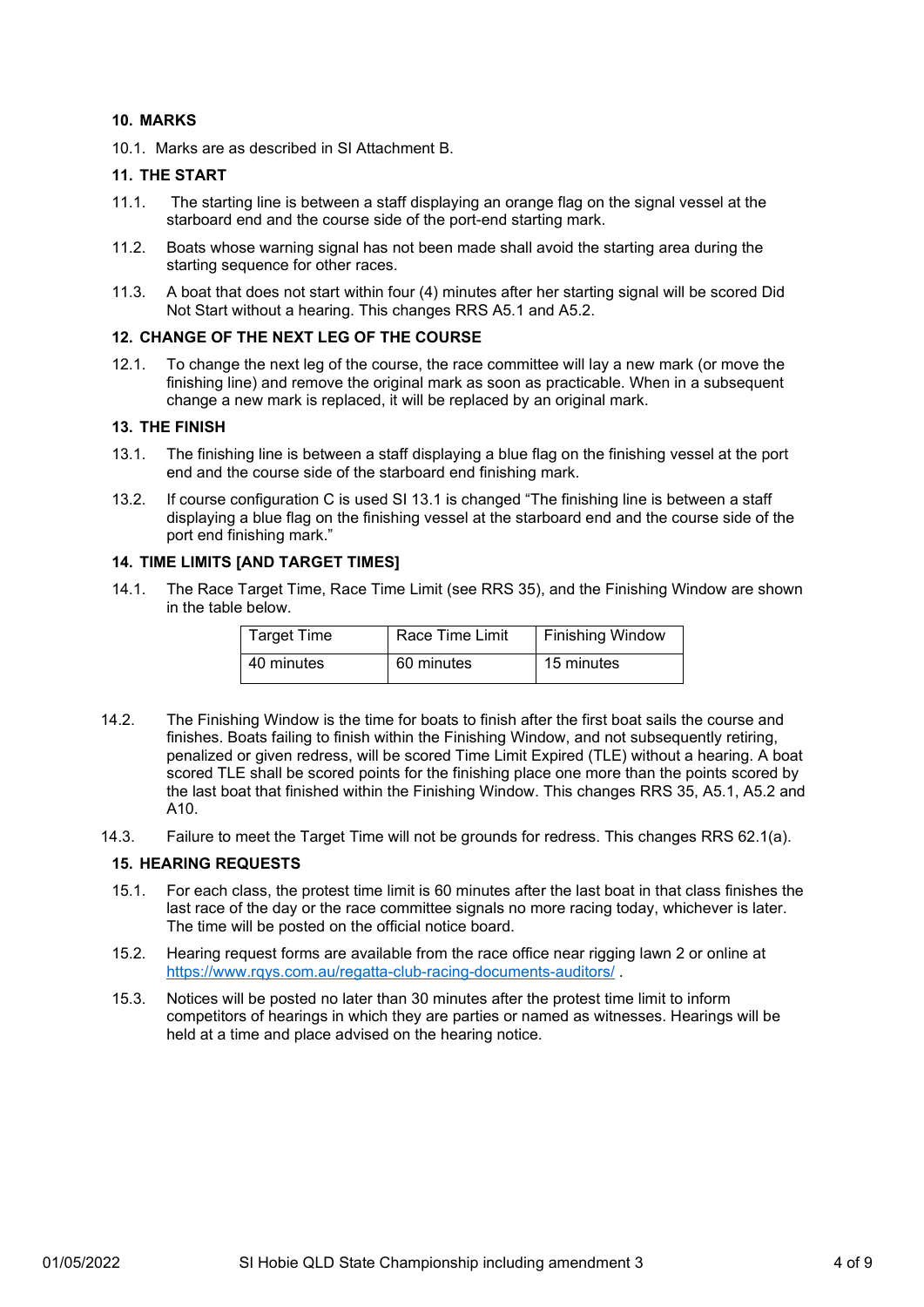## 10. MARKS

10.1. Marks are as described in SI Attachment B.

## 11. THE START

11.1. The starting line is between a staff displaying an orange flag on the signal vessel at the starboard end and the course side of the port-end starting mark.

11.2. Boats whose warning signal has not been made shall avoid the starting area during the starting sequence for other races.

11.3. A boat that does not start within four (4) minutes after her starting signal will be scored Did Not Start without a hearing. This changes RRS A5.1 and A5.2.

## 12. CHANGE OF THE NEXT LEG OF THE COURSE

12.1. To change the next leg of the course, the race committee will lay a new mark (or move the finishing line) and remove the original mark as soon as practicable. When in a subsequent change a new mark is replaced, it will be replaced by an original mark.

## 13. THE FINISH

13.1. The finishing line is between a staff displaying a blue flag on the finishing vessel at the port end and the course side of the starboard end finishing mark.

13.2. If course configuration C is used SI 13.1 is changed "The finishing line is between a staff displaying a blue flag on the finishing vessel at the starboard end and the course side of the port end finishing mark."

## 14. TIME LIMITS [AND TARGET TIMES]

14.1. The Race Target Time, Race Time Limit (see RRS 35), and the Finishing Window are shown in the table below.

| Target Time | Race Time Limit | Finishing Window |
| --- | --- | --- |
| 40 minutes | 60 minutes | 15 minutes |

14.2. The Finishing Window is the time for boats to finish after the first boat sails the course and finishes. Boats failing to finish within the Finishing Window, and not subsequently retiring, penalized or given redress, will be scored Time Limit Expired (TLE) without a hearing. A boat scored TLE shall be scored points for the finishing place one more than the points scored by the last boat that finished within the Finishing Window. This changes RRS 35, A5.1, A5.2 and A10.

14.3. Failure to meet the Target Time will not be grounds for redress. This changes RRS 62.1(a).

## 15. HEARING REQUESTS

15.1. For each class, the protest time limit is 60 minutes after the last boat in that class finishes the last race of the day or the race committee signals no more racing today, whichever is later. The time will be posted on the official notice board.

15.2. Hearing request forms are available from the race office near rigging lawn 2 or online at https://www.rqys.com.au/regatta-club-racing-documents-auditors/ .

15.3. Notices will be posted no later than 30 minutes after the protest time limit to inform competitors of hearings in which they are parties or named as witnesses. Hearings will be held at a time and place advised on the hearing notice.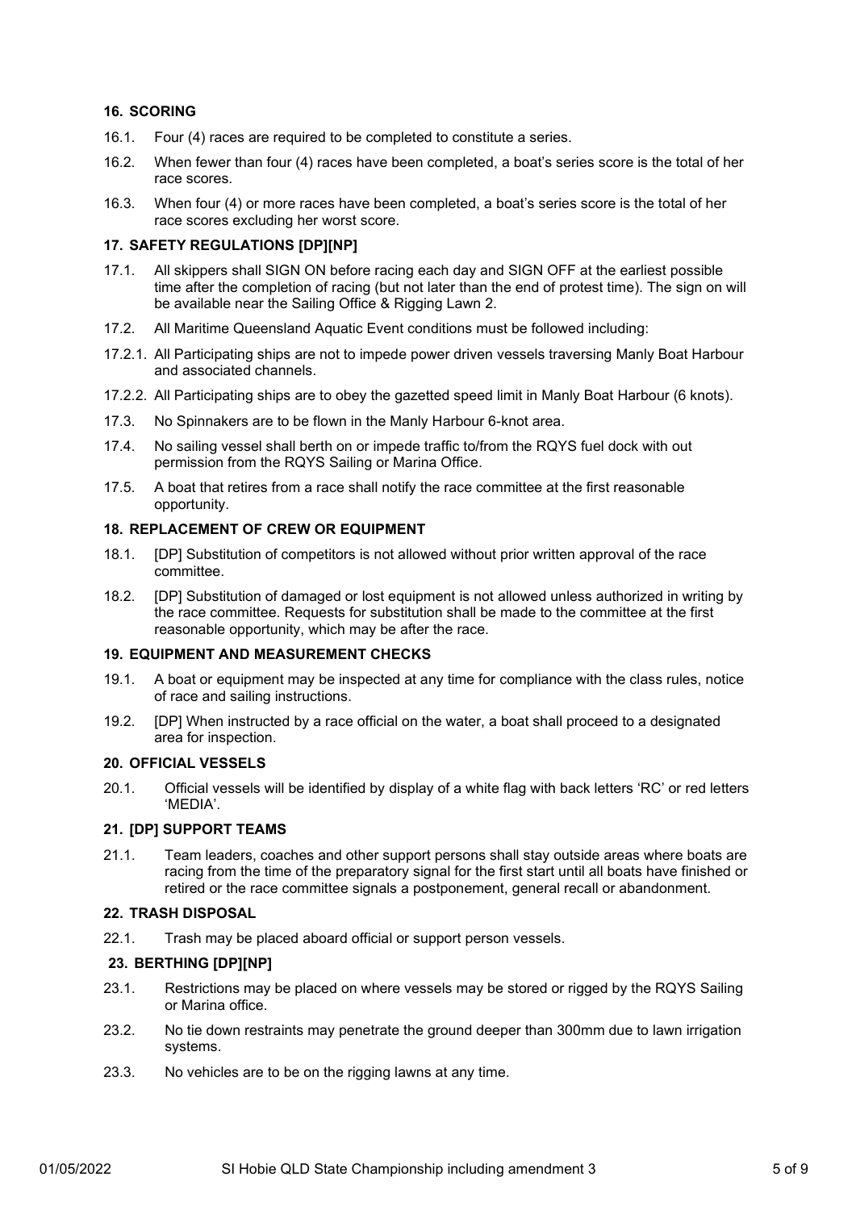## 16. SCORING

16.1. Four (4) races are required to be completed to constitute a series.

16.2. When fewer than four (4) races have been completed, a boat's series score is the total of her race scores.

16.3. When four (4) or more races have been completed, a boat's series score is the total of her race scores excluding her worst score.

## 17. SAFETY REGULATIONS [DP][NP]

17.1. All skippers shall SIGN ON before racing each day and SIGN OFF at the earliest possible time after the completion of racing (but not later than the end of protest time). The sign on will be available near the Sailing Office & Rigging Lawn 2.

17.2. All Maritime Queensland Aquatic Event conditions must be followed including:

17.2.1. All Participating ships are not to impede power driven vessels traversing Manly Boat Harbour and associated channels.

17.2.2. All Participating ships are to obey the gazetted speed limit in Manly Boat Harbour (6 knots).

17.3. No Spinnakers are to be flown in the Manly Harbour 6-knot area.

17.4. No sailing vessel shall berth on or impede traffic to/from the RQYS fuel dock with out permission from the RQYS Sailing or Marina Office.

17.5. A boat that retires from a race shall notify the race committee at the first reasonable opportunity.

## 18. REPLACEMENT OF CREW OR EQUIPMENT

18.1. [DP] Substitution of competitors is not allowed without prior written approval of the race committee.

18.2. [DP] Substitution of damaged or lost equipment is not allowed unless authorized in writing by the race committee. Requests for substitution shall be made to the committee at the first reasonable opportunity, which may be after the race.

## 19. EQUIPMENT AND MEASUREMENT CHECKS

19.1. A boat or equipment may be inspected at any time for compliance with the class rules, notice of race and sailing instructions.

19.2. [DP] When instructed by a race official on the water, a boat shall proceed to a designated area for inspection.

## 20. OFFICIAL VESSELS

20.1. Official vessels will be identified by display of a white flag with back letters 'RC' or red letters 'MEDIA'.

## 21. [DP] SUPPORT TEAMS

21.1. Team leaders, coaches and other support persons shall stay outside areas where boats are racing from the time of the preparatory signal for the first start until all boats have finished or retired or the race committee signals a postponement, general recall or abandonment.

## 22. TRASH DISPOSAL

22.1. Trash may be placed aboard official or support person vessels.

## 23. BERTHING [DP][NP]

23.1. Restrictions may be placed on where vessels may be stored or rigged by the RQYS Sailing or Marina office.

23.2. No tie down restraints may penetrate the ground deeper than 300mm due to lawn irrigation systems.

23.3. No vehicles are to be on the rigging lawns at any time.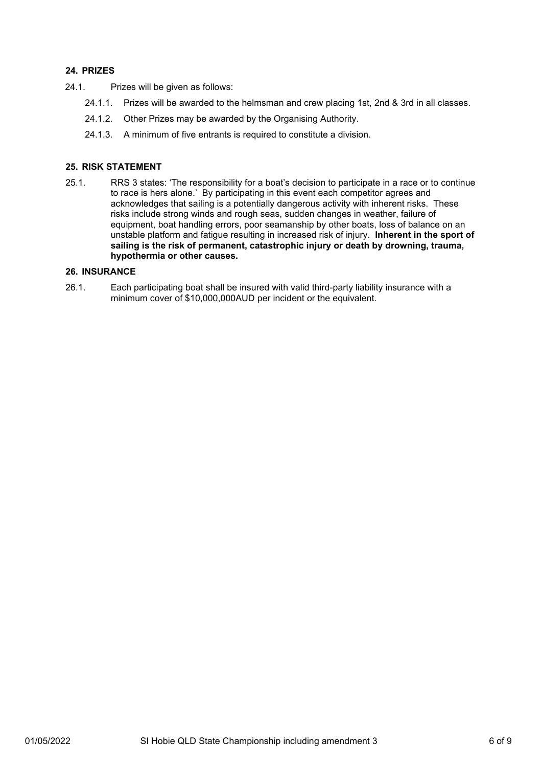## 24. PRIZES

24.1. Prizes will be given as follows:

- 24.1.1. Prizes will be awarded to the helmsman and crew placing 1st, 2nd & 3rd in all classes.
- 24.1.2. Other Prizes may be awarded by the Organising Authority.
- 24.1.3. A minimum of five entrants is required to constitute a division.

## 25. RISK STATEMENT

25.1. RRS 3 states: 'The responsibility for a boat's decision to participate in a race or to continue to race is hers alone.' By participating in this event each competitor agrees and acknowledges that sailing is a potentially dangerous activity with inherent risks. These risks include strong winds and rough seas, sudden changes in weather, failure of equipment, boat handling errors, poor seamanship by other boats, loss of balance on an unstable platform and fatigue resulting in increased risk of injury. **Inherent in the sport of sailing is the risk of permanent, catastrophic injury or death by drowning, trauma, hypothermia or other causes.**

## 26. INSURANCE

26.1. Each participating boat shall be insured with valid third-party liability insurance with a minimum cover of $10,000,000AUD per incident or the equivalent.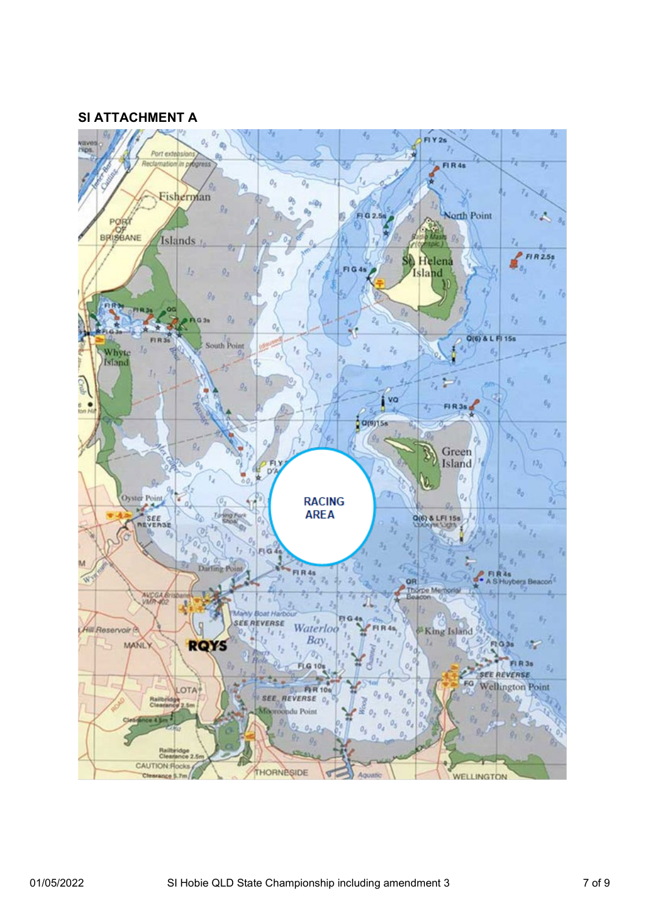## SI ATTACHMENT A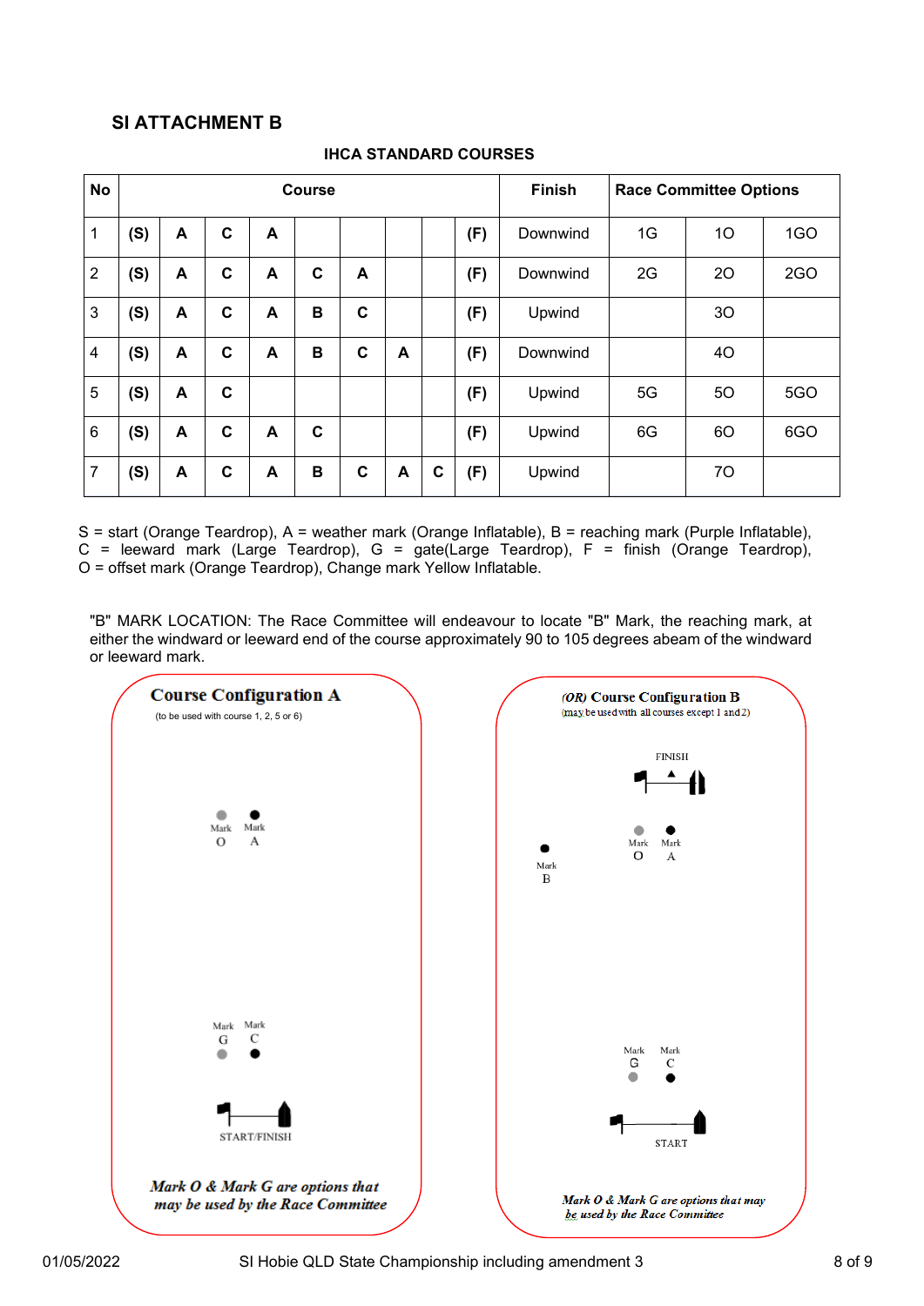## SI ATTACHMENT B

### IHCA STANDARD COURSES

| No | Course | | | | | | | | | Finish | Race Committee Options | | |
|---|---|---|---|---|---|---|---|---|---|---|---|---|---|
| 1 | (S) | A | C | A | | | | | (F) | Downwind | 1G | 1O | 1GO |
| 2 | (S) | A | C | A | C | A | | | (F) | Downwind | 2G | 2O | 2GO |
| 3 | (S) | A | C | A | B | C | | | (F) | Upwind | | 3O | |
| 4 | (S) | A | C | A | B | C | A | | (F) | Downwind | | 4O | |
| 5 | (S) | A | C | | | | | | (F) | Upwind | 5G | 5O | 5GO |
| 6 | (S) | A | C | A | C | | | | (F) | Upwind | 6G | 6O | 6GO |
| 7 | (S) | A | C | A | B | C | A | C | (F) | Upwind | | 7O | |

S = start (Orange Teardrop), A = weather mark (Orange Inflatable), B = reaching mark (Purple Inflatable), C = leeward mark (Large Teardrop), G = gate(Large Teardrop), F = finish (Orange Teardrop), O = offset mark (Orange Teardrop), Change mark Yellow Inflatable.

"B" MARK LOCATION: The Race Committee will endeavour to locate "B" Mark, the reaching mark, at either the windward or leeward end of the course approximately 90 to 105 degrees abeam of the windward or leeward mark.

**Course Configuration A**

(to be used with course 1, 2, 5 or 6)

Mark O Mark A

Mark G Mark C

START/FINISH

*Mark O & Mark G are options that may be used by the Race Committee*

***(OR)* Course Configuration B**

(may be used with all courses except 1 and 2)

FINISH

Mark B

Mark O Mark A

Mark G Mark C

START

*Mark O & Mark G are options that may be used by the Race Committee*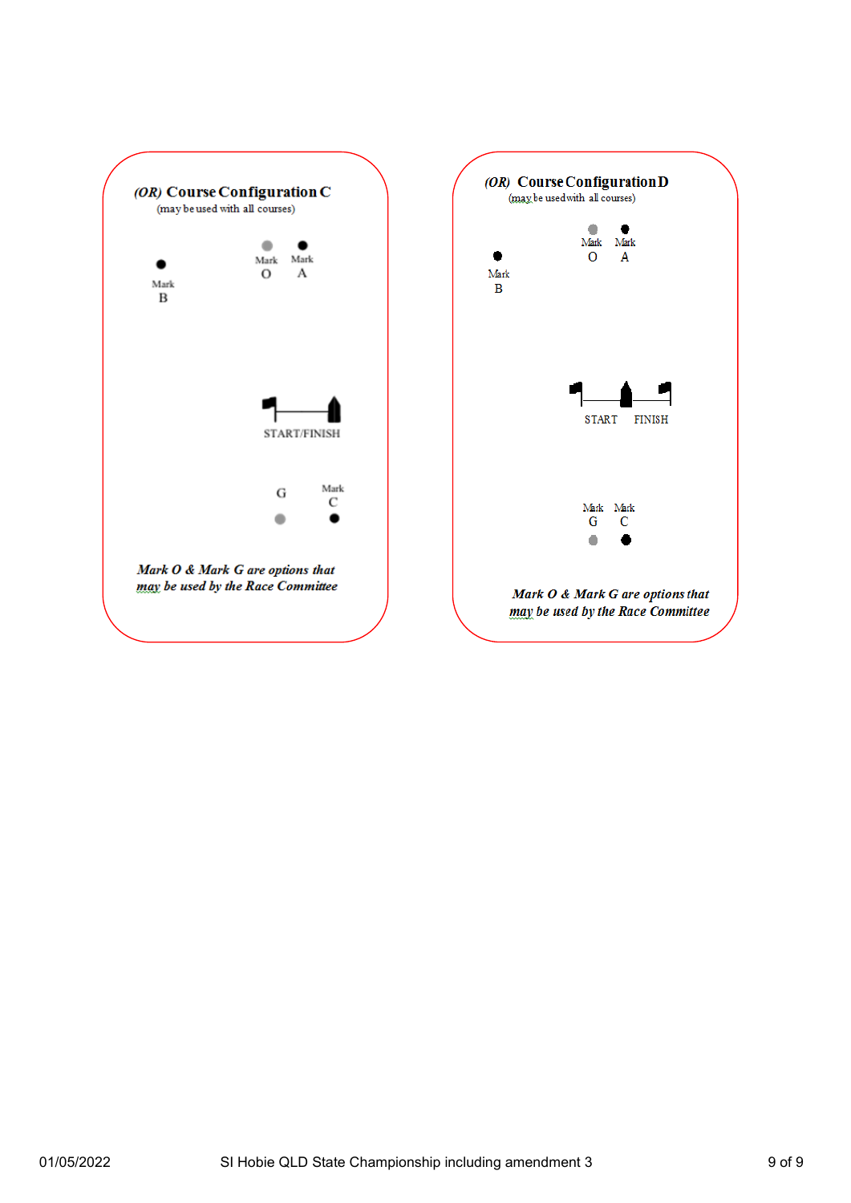## *(OR)* Course Configuration C

(may be used with all courses)

Mark O

Mark A

Mark B

START/FINISH

G

Mark C

*Mark O & Mark G are options that may be used by the Race Committee*

## *(OR)* Course Configuration D

(may be used with all courses)

Mark O

Mark A

Mark B

START

FINISH

Mark G

Mark C

*Mark O & Mark G are options that may be used by the Race Committee*